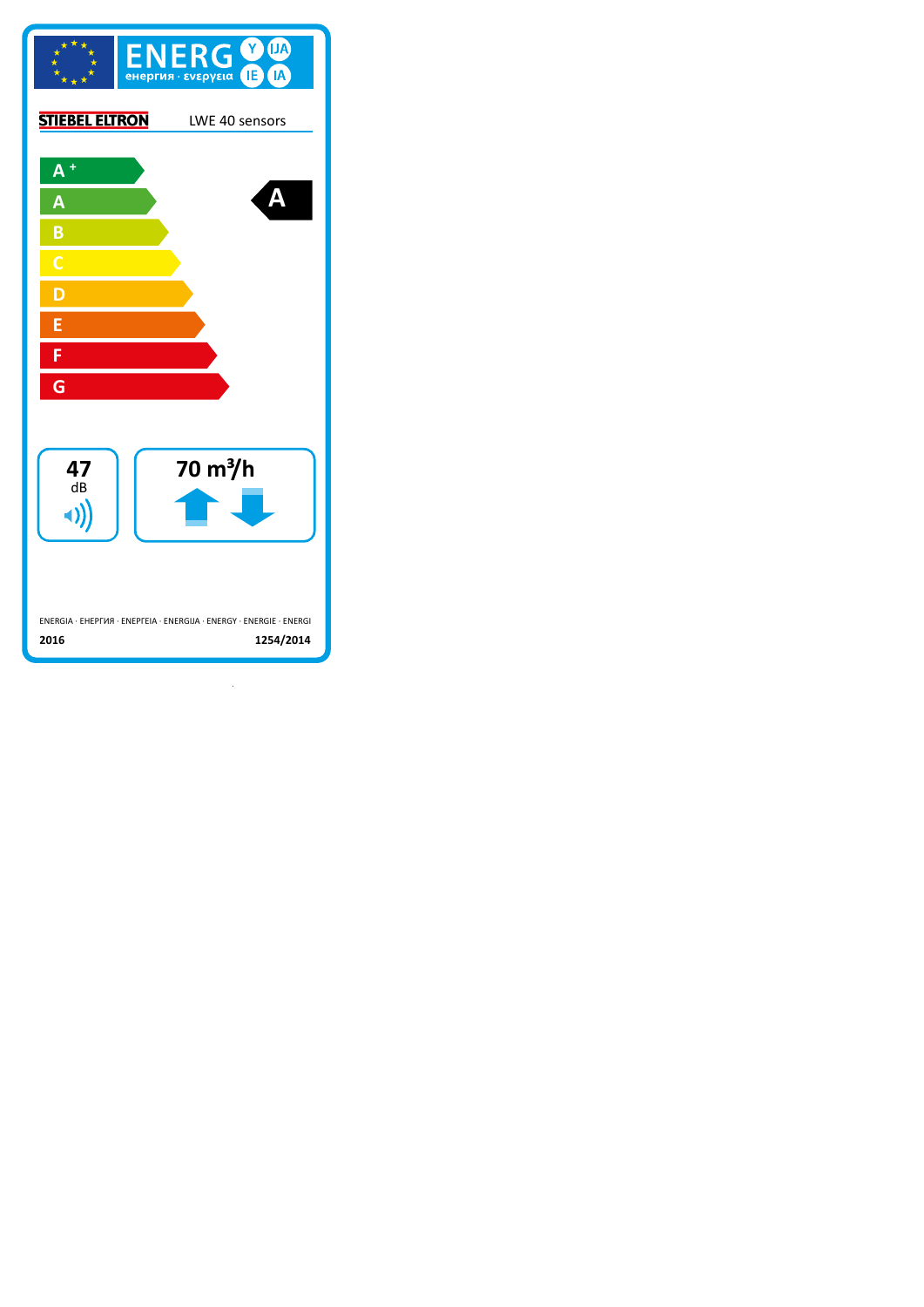# ENERG Y IJA IE IA

енергия · ενεργεια

**STIEBEL ELTRON** LWE 40 sensors

- A+
- A
- B
- C
- D
- E
- F
- G

**A**

**47** dB

**70 m³/h**

ENERGIA · ЕНЕРГИЯ · ΕΝΕΡΓΕΙΑ · ENERGIJA · ENERGY · ENERGIE · ENERGI

**2016** **1254/2014**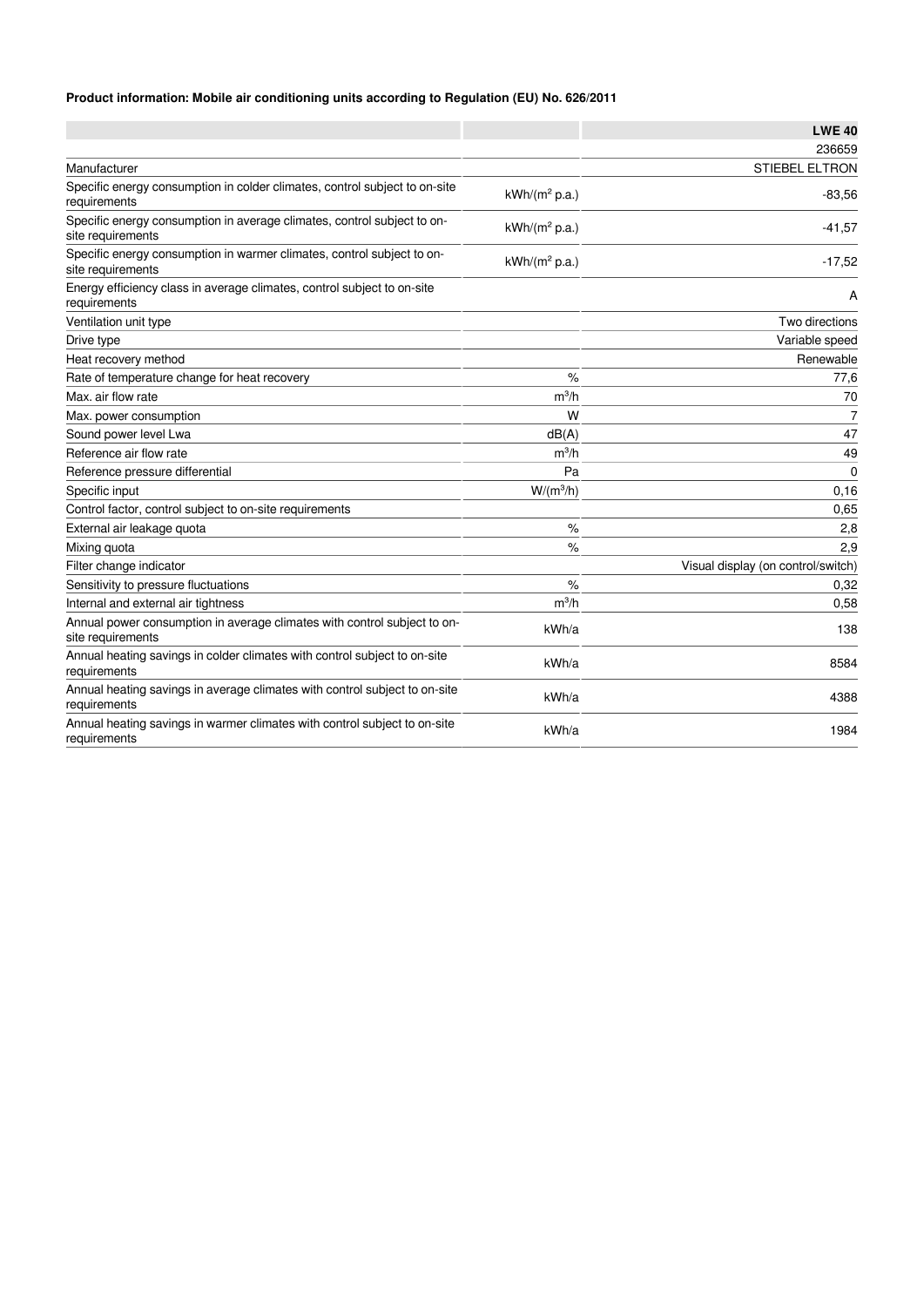**Product information: Mobile air conditioning units according to Regulation (EU) No. 626/2011**

| | | LWE 40 |
|---|---|---|
| | | 236659 |
| Manufacturer | | STIEBEL ELTRON |
| Specific energy consumption in colder climates, control subject to on-site requirements | kWh/(m² p.a.) | -83,56 |
| Specific energy consumption in average climates, control subject to on-site requirements | kWh/(m² p.a.) | -41,57 |
| Specific energy consumption in warmer climates, control subject to on-site requirements | kWh/(m² p.a.) | -17,52 |
| Energy efficiency class in average climates, control subject to on-site requirements | | A |
| Ventilation unit type | | Two directions |
| Drive type | | Variable speed |
| Heat recovery method | | Renewable |
| Rate of temperature change for heat recovery | % | 77,6 |
| Max. air flow rate | m³/h | 70 |
| Max. power consumption | W | 7 |
| Sound power level Lwa | dB(A) | 47 |
| Reference air flow rate | m³/h | 49 |
| Reference pressure differential | Pa | 0 |
| Specific input | W/(m³/h) | 0,16 |
| Control factor, control subject to on-site requirements | | 0,65 |
| External air leakage quota | % | 2,8 |
| Mixing quota | % | 2,9 |
| Filter change indicator | | Visual display (on control/switch) |
| Sensitivity to pressure fluctuations | % | 0,32 |
| Internal and external air tightness | m³/h | 0,58 |
| Annual power consumption in average climates with control subject to on-site requirements | kWh/a | 138 |
| Annual heating savings in colder climates with control subject to on-site requirements | kWh/a | 8584 |
| Annual heating savings in average climates with control subject to on-site requirements | kWh/a | 4388 |
| Annual heating savings in warmer climates with control subject to on-site requirements | kWh/a | 1984 |